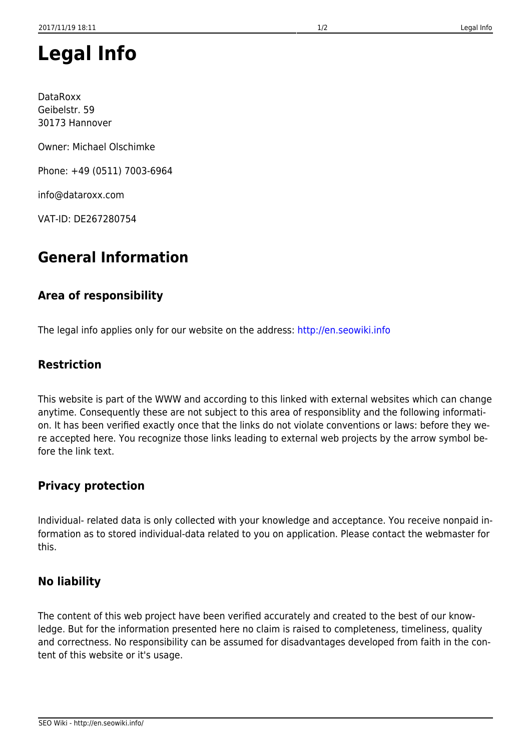# Legal Info

DataRoxx
Geibelstr. 59
30173 Hannover

Owner: Michael Olschimke

Phone: +49 (0511) 7003-6964

info@dataroxx.com

VAT-ID: DE267280754

## General Information

### Area of responsibility

The legal info applies only for our website on the address: http://en.seowiki.info

### Restriction

This website is part of the WWW and according to this linked with external websites which can change anytime. Consequently these are not subject to this area of responsiblity and the following information. It has been verified exactly once that the links do not violate conventions or laws: before they were accepted here. You recognize those links leading to external web projects by the arrow symbol before the link text.

### Privacy protection

Individual- related data is only collected with your knowledge and acceptance. You receive nonpaid information as to stored individual-data related to you on application. Please contact the webmaster for this.

### No liability

The content of this web project have been verified accurately and created to the best of our knowledge. But for the information presented here no claim is raised to completeness, timeliness, quality and correctness. No responsibility can be assumed for disadvantages developed from faith in the content of this website or it's usage.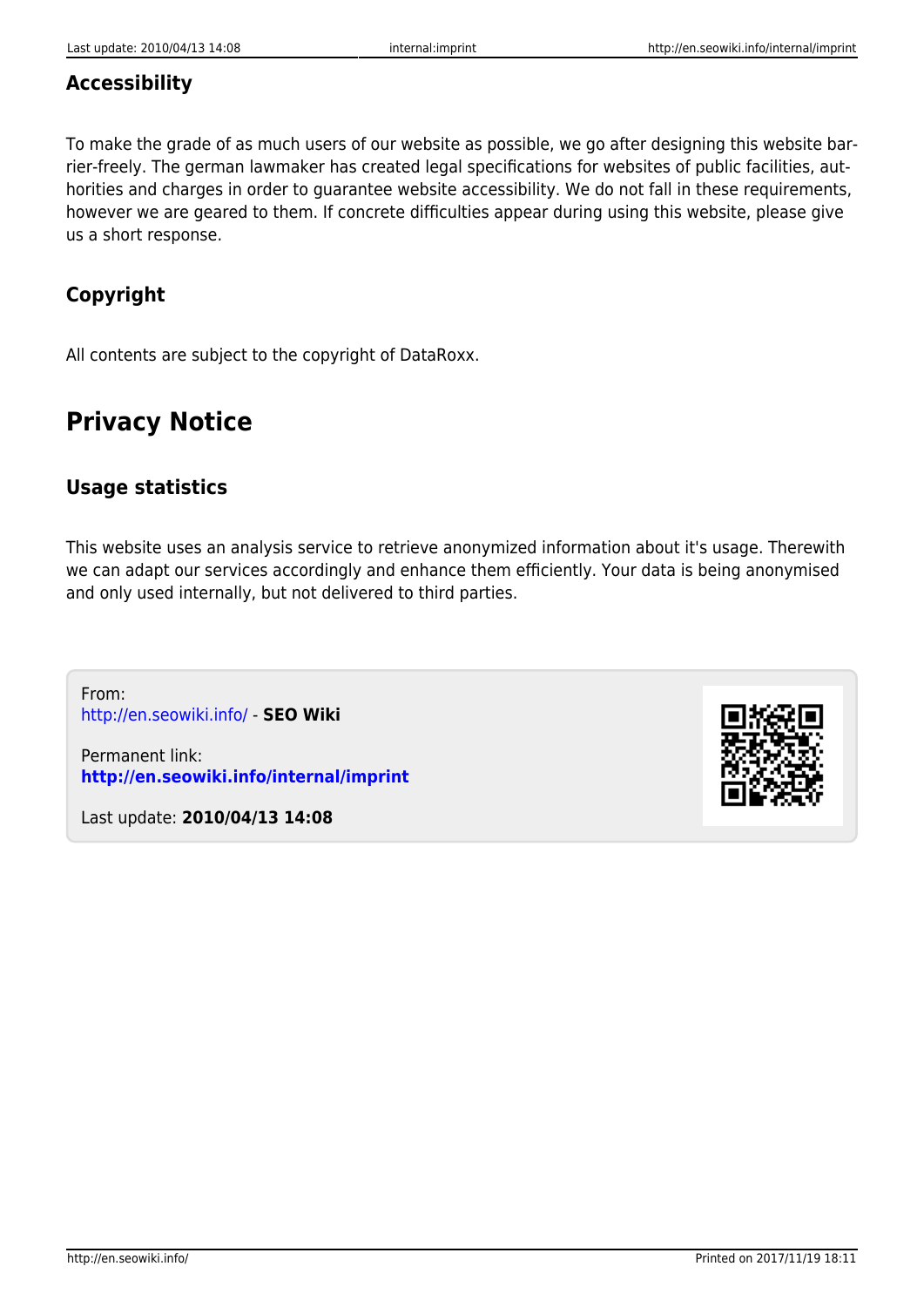### Accessibility

To make the grade of as much users of our website as possible, we go after designing this website barrier-freely. The german lawmaker has created legal specifications for websites of public facilities, authorities and charges in order to guarantee website accessibility. We do not fall in these requirements, however we are geared to them. If concrete difficulties appear during using this website, please give us a short response.

### Copyright

All contents are subject to the copyright of DataRoxx.

## Privacy Notice

### Usage statistics

This website uses an analysis service to retrieve anonymized information about it's usage. Therewith we can adapt our services accordingly and enhance them efficiently. Your data is being anonymised and only used internally, but not delivered to third parties.

From:
http://en.seowiki.info/ - **SEO Wiki**

Permanent link:
**http://en.seowiki.info/internal/imprint**

Last update: **2010/04/13 14:08**